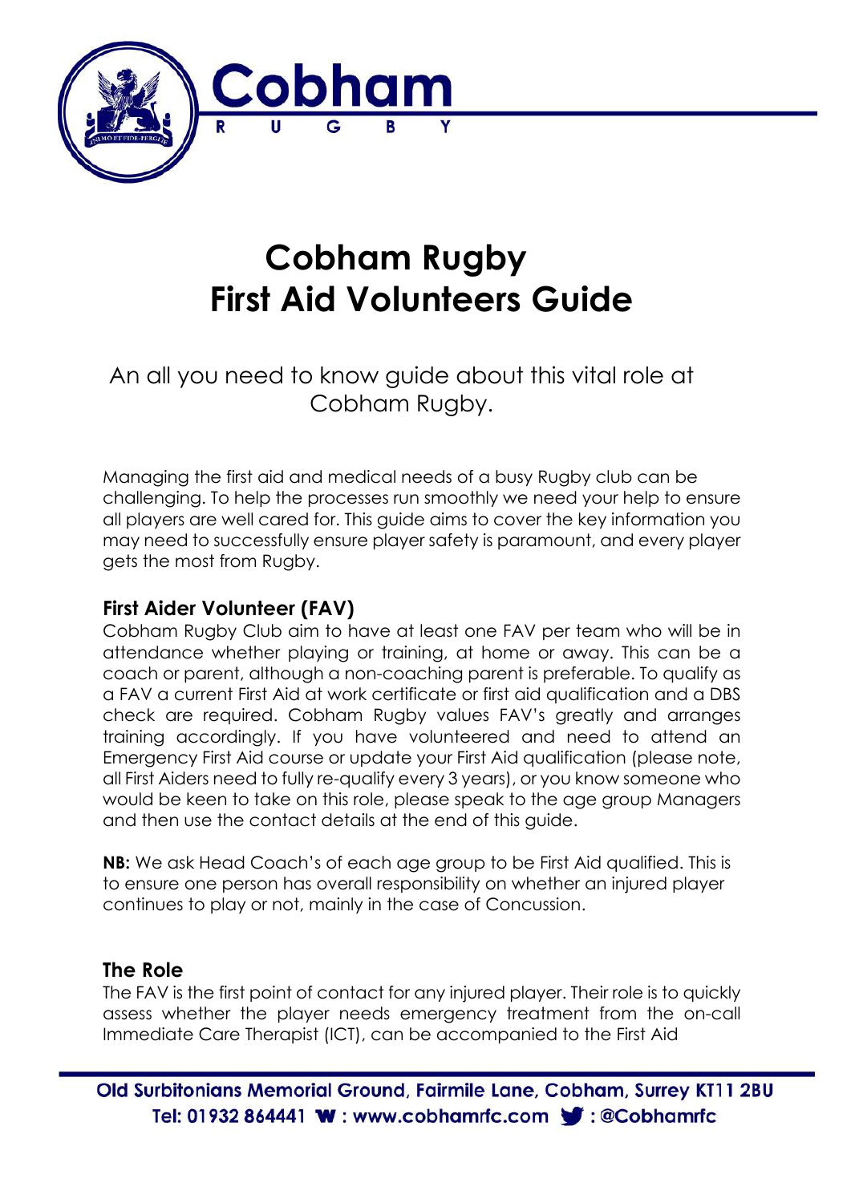# Cobham Rugby First Aid Volunteers Guide

An all you need to know guide about this vital role at Cobham Rugby.

Managing the first aid and medical needs of a busy Rugby club can be challenging. To help the processes run smoothly we need your help to ensure all players are well cared for. This guide aims to cover the key information you may need to successfully ensure player safety is paramount, and every player gets the most from Rugby.

## First Aider Volunteer (FAV)

Cobham Rugby Club aim to have at least one FAV per team who will be in attendance whether playing or training, at home or away. This can be a coach or parent, although a non-coaching parent is preferable. To qualify as a FAV a current First Aid at work certificate or first aid qualification and a DBS check are required. Cobham Rugby values FAV's greatly and arranges training accordingly. If you have volunteered and need to attend an Emergency First Aid course or update your First Aid qualification (please note, all First Aiders need to fully re-qualify every 3 years), or you know someone who would be keen to take on this role, please speak to the age group Managers and then use the contact details at the end of this guide.

**NB:** We ask Head Coach's of each age group to be First Aid qualified. This is to ensure one person has overall responsibility on whether an injured player continues to play or not, mainly in the case of Concussion.

## The Role

The FAV is the first point of contact for any injured player. Their role is to quickly assess whether the player needs emergency treatment from the on-call Immediate Care Therapist (ICT), can be accompanied to the First Aid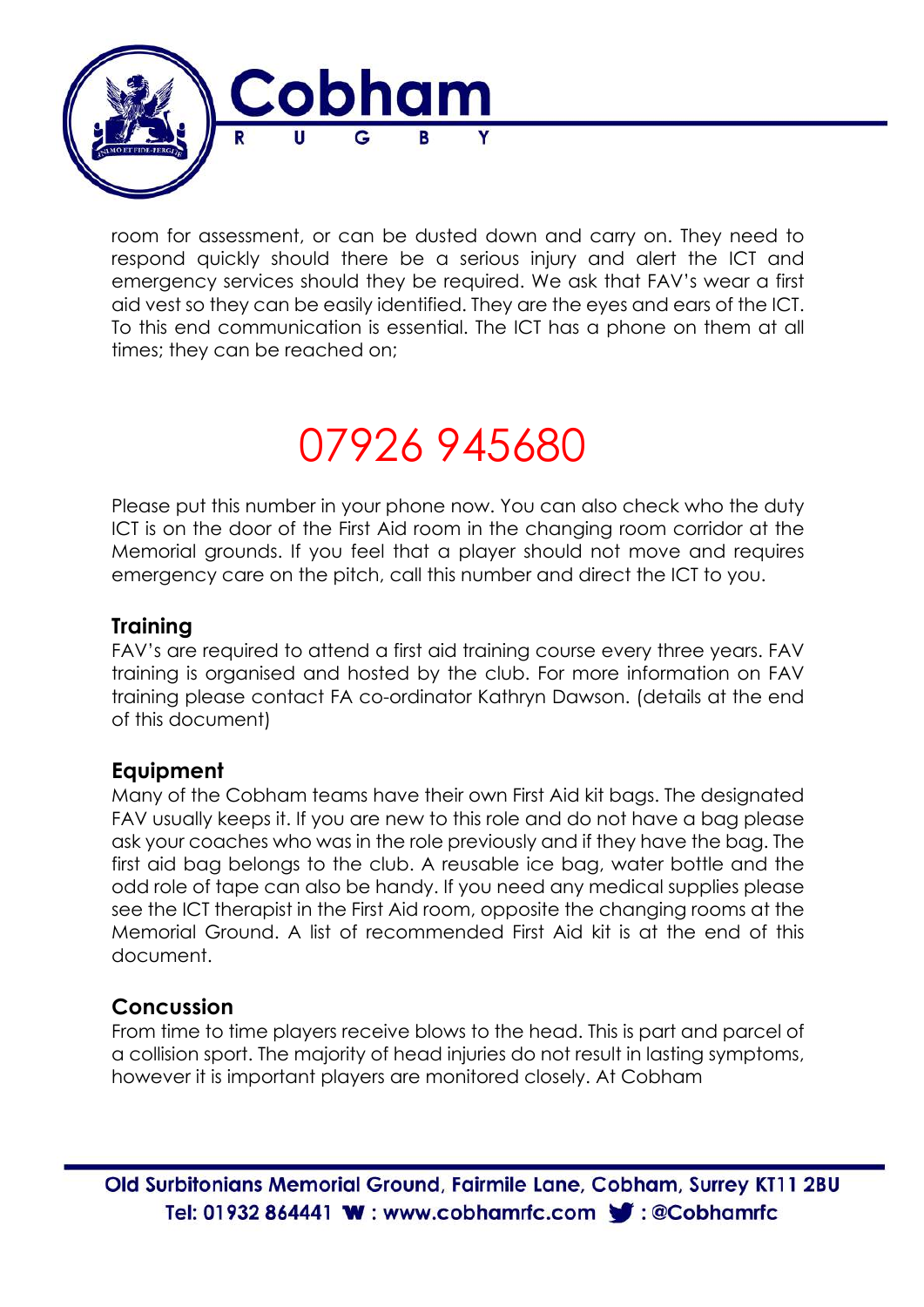room for assessment, or can be dusted down and carry on. They need to respond quickly should there be a serious injury and alert the ICT and emergency services should they be required. We ask that FAV's wear a first aid vest so they can be easily identified. They are the eyes and ears of the ICT. To this end communication is essential. The ICT has a phone on them at all times; they can be reached on;

# 07926 945680

Please put this number in your phone now. You can also check who the duty ICT is on the door of the First Aid room in the changing room corridor at the Memorial grounds. If you feel that a player should not move and requires emergency care on the pitch, call this number and direct the ICT to you.

### Training

FAV's are required to attend a first aid training course every three years. FAV training is organised and hosted by the club. For more information on FAV training please contact FA co-ordinator Kathryn Dawson. (details at the end of this document)

### Equipment

Many of the Cobham teams have their own First Aid kit bags. The designated FAV usually keeps it. If you are new to this role and do not have a bag please ask your coaches who was in the role previously and if they have the bag. The first aid bag belongs to the club. A reusable ice bag, water bottle and the odd role of tape can also be handy. If you need any medical supplies please see the ICT therapist in the First Aid room, opposite the changing rooms at the Memorial Ground. A list of recommended First Aid kit is at the end of this document.

### Concussion

From time to time players receive blows to the head. This is part and parcel of a collision sport. The majority of head injuries do not result in lasting symptoms, however it is important players are monitored closely. At Cobham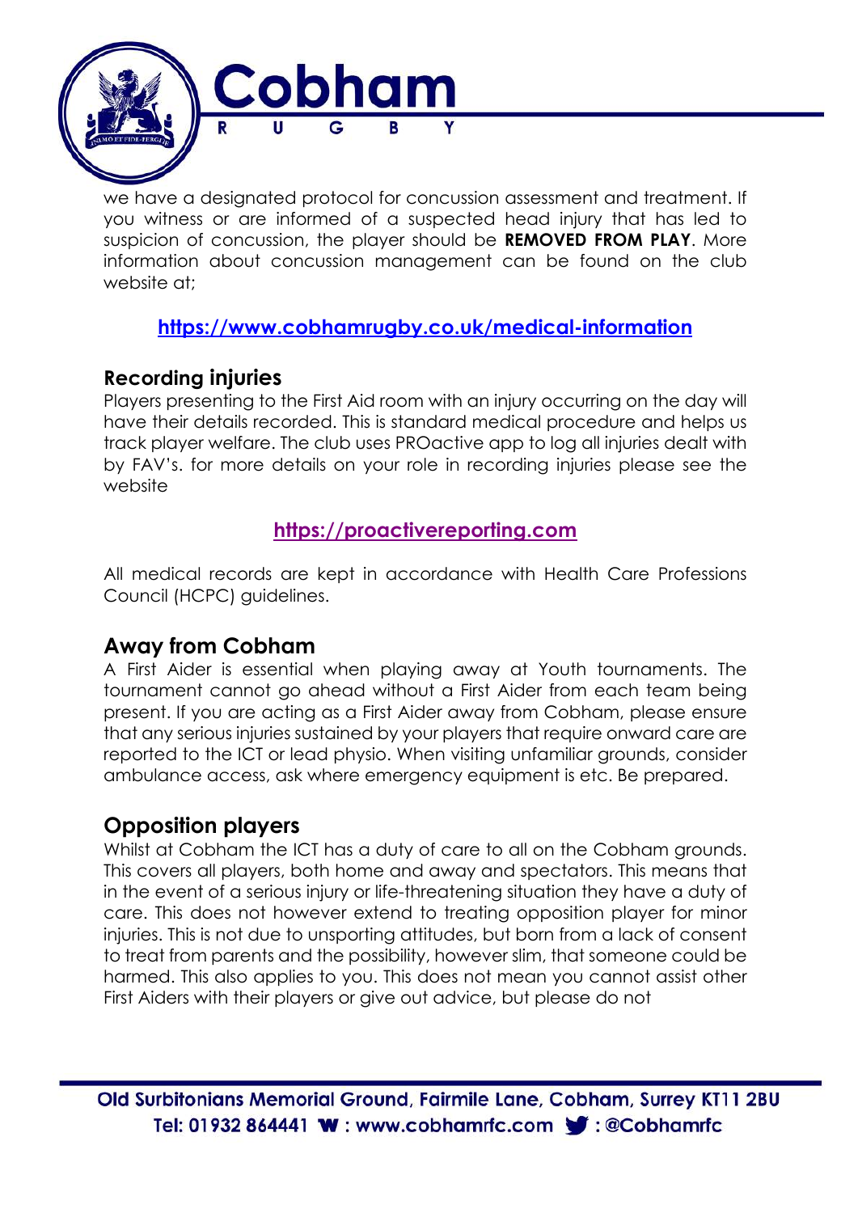we have a designated protocol for concussion assessment and treatment. If you witness or are informed of a suspected head injury that has led to suspicion of concussion, the player should be **REMOVED FROM PLAY**. More information about concussion management can be found on the club website at;

https://www.cobhamrugby.co.uk/medical-information

## Recording injuries

Players presenting to the First Aid room with an injury occurring on the day will have their details recorded. This is standard medical procedure and helps us track player welfare. The club uses PROactive app to log all injuries dealt with by FAV's. for more details on your role in recording injuries please see the website

https://proactivereporting.com

All medical records are kept in accordance with Health Care Professions Council (HCPC) guidelines.

## Away from Cobham

A First Aider is essential when playing away at Youth tournaments. The tournament cannot go ahead without a First Aider from each team being present. If you are acting as a First Aider away from Cobham, please ensure that any serious injuries sustained by your players that require onward care are reported to the ICT or lead physio. When visiting unfamiliar grounds, consider ambulance access, ask where emergency equipment is etc. Be prepared.

## Opposition players

Whilst at Cobham the ICT has a duty of care to all on the Cobham grounds. This covers all players, both home and away and spectators. This means that in the event of a serious injury or life-threatening situation they have a duty of care. This does not however extend to treating opposition player for minor injuries. This is not due to unsporting attitudes, but born from a lack of consent to treat from parents and the possibility, however slim, that someone could be harmed. This also applies to you. This does not mean you cannot assist other First Aiders with their players or give out advice, but please do not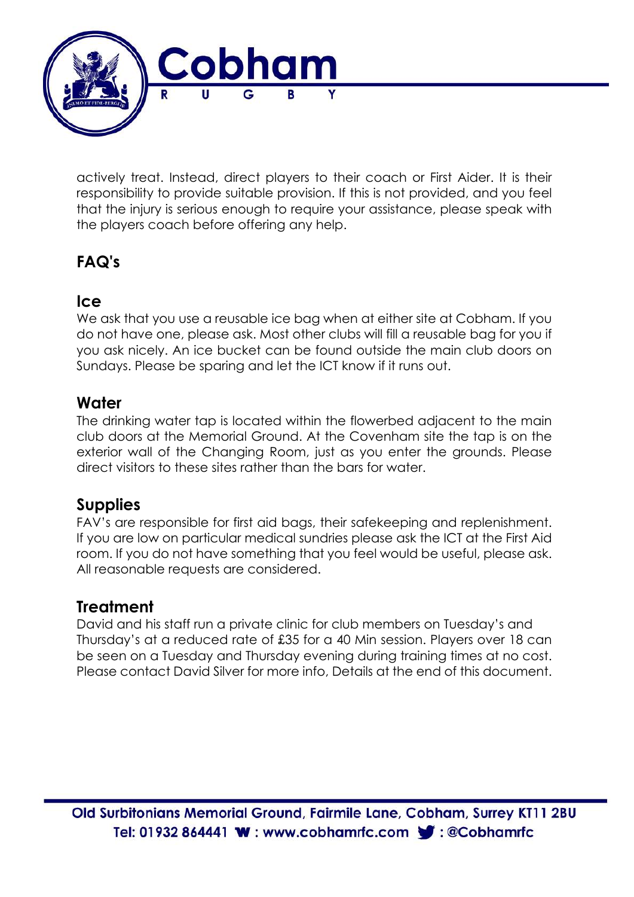actively treat. Instead, direct players to their coach or First Aider. It is their responsibility to provide suitable provision. If this is not provided, and you feel that the injury is serious enough to require your assistance, please speak with the players coach before offering any help.

## FAQ's

### Ice

We ask that you use a reusable ice bag when at either site at Cobham. If you do not have one, please ask. Most other clubs will fill a reusable bag for you if you ask nicely. An ice bucket can be found outside the main club doors on Sundays. Please be sparing and let the ICT know if it runs out.

### Water

The drinking water tap is located within the flowerbed adjacent to the main club doors at the Memorial Ground. At the Covenham site the tap is on the exterior wall of the Changing Room, just as you enter the grounds. Please direct visitors to these sites rather than the bars for water.

### Supplies

FAV's are responsible for first aid bags, their safekeeping and replenishment. If you are low on particular medical sundries please ask the ICT at the First Aid room. If you do not have something that you feel would be useful, please ask. All reasonable requests are considered.

### Treatment

David and his staff run a private clinic for club members on Tuesday's and Thursday's at a reduced rate of £35 for a 40 Min session. Players over 18 can be seen on a Tuesday and Thursday evening during training times at no cost. Please contact David Silver for more info, Details at the end of this document.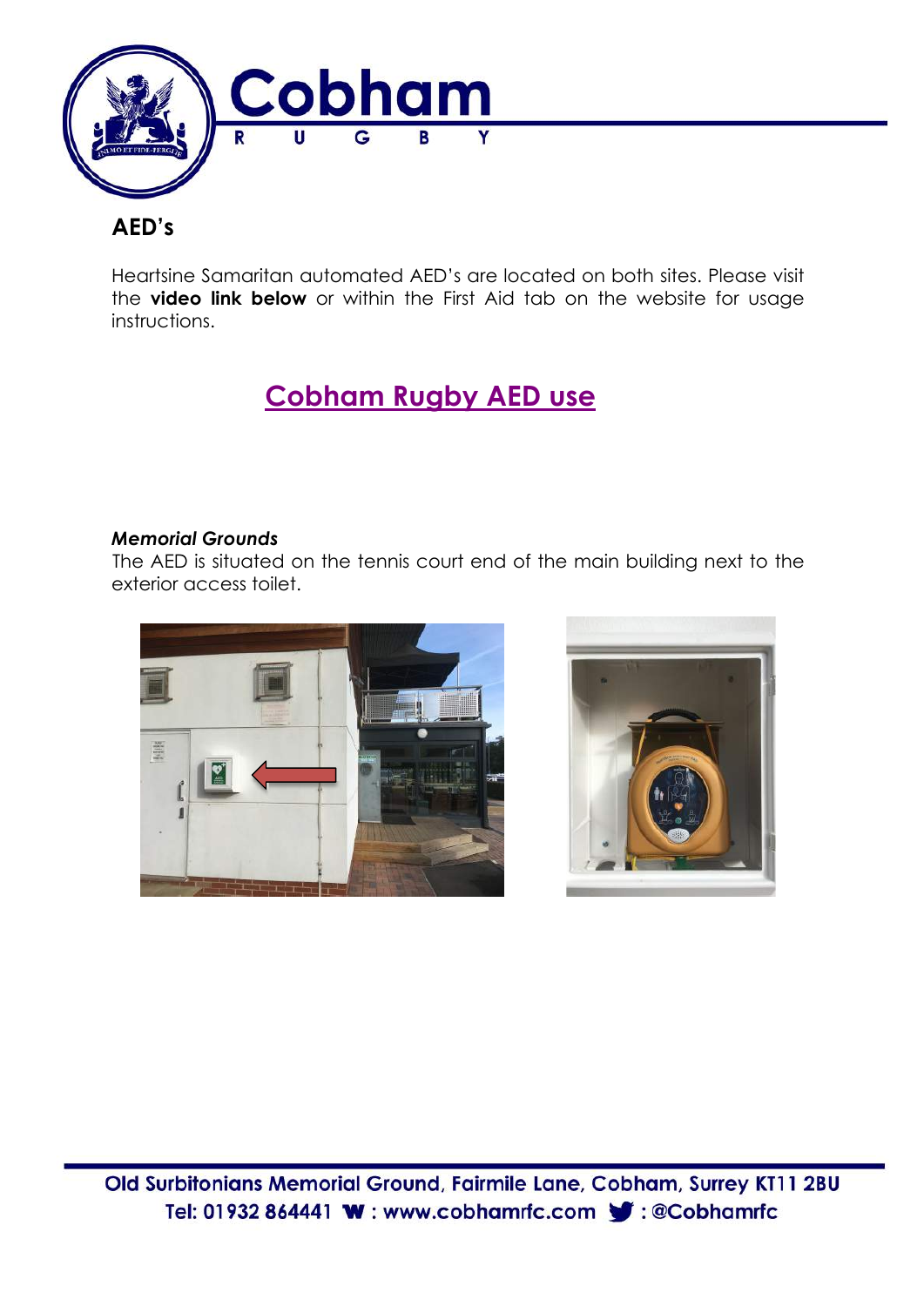## AED's

Heartsine Samaritan automated AED's are located on both sites. Please visit the **video link below** or within the First Aid tab on the website for usage instructions.

### Cobham Rugby AED use

***Memorial Grounds***

The AED is situated on the tennis court end of the main building next to the exterior access toilet.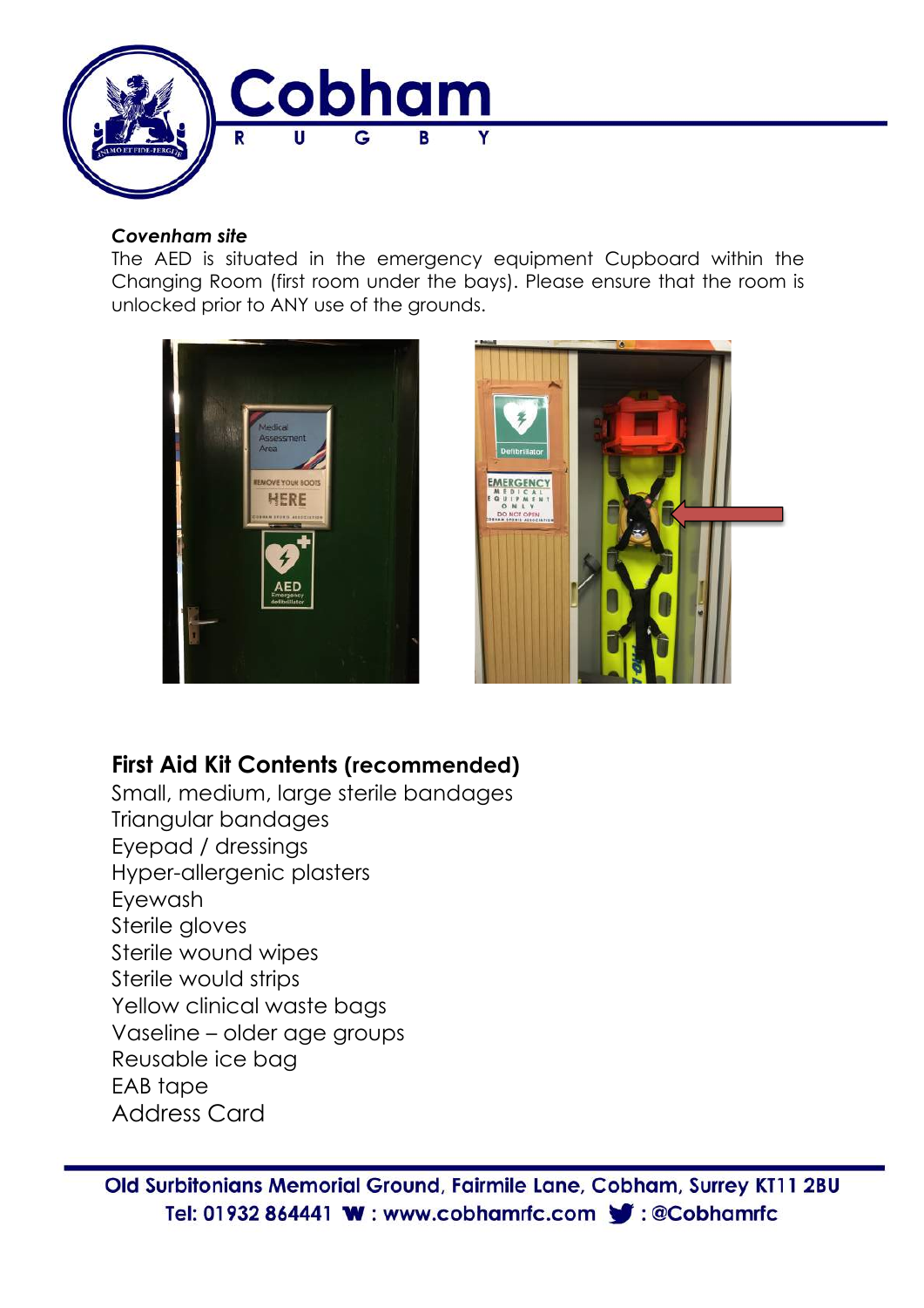***Covenham site***

The AED is situated in the emergency equipment Cupboard within the Changing Room (first room under the bays). Please ensure that the room is unlocked prior to ANY use of the grounds.

## First Aid Kit Contents (recommended)

Small, medium, large sterile bandages
Triangular bandages
Eyepad / dressings
Hyper-allergenic plasters
Eyewash
Sterile gloves
Sterile wound wipes
Sterile would strips
Yellow clinical waste bags
Vaseline – older age groups
Reusable ice bag
EAB tape
Address Card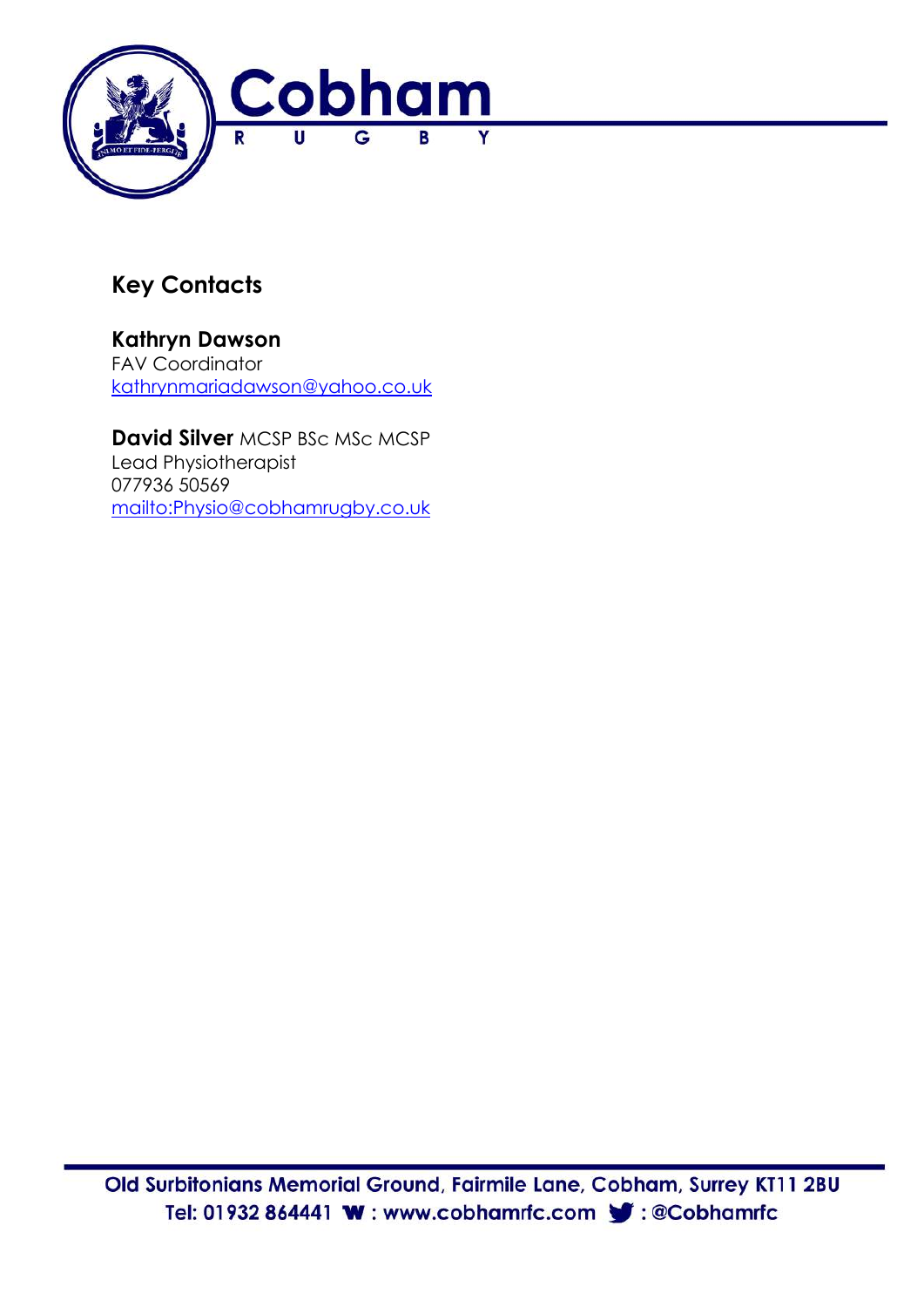## Key Contacts

**Kathryn Dawson**
FAV Coordinator
kathrynmariadawson@yahoo.co.uk

**David Silver** MCSP BSc MSc MCSP
Lead Physiotherapist
077936 50569
mailto:Physio@cobhamrugby.co.uk